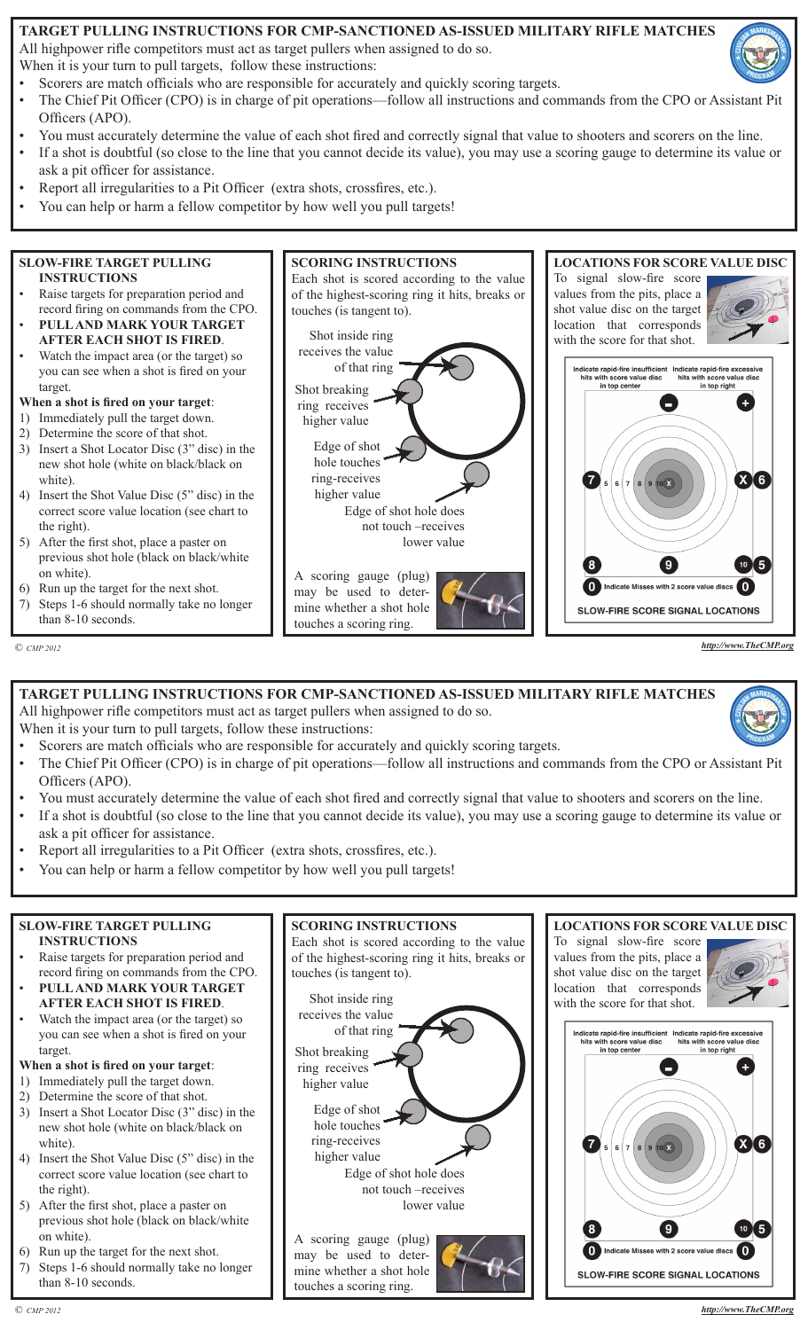# TARGET PULLING INSTRUCTIONS FOR CMP-SANCTIONED AS-ISSUED MILITARY RIFLE MATCHES

All highpower rifle competitors must act as target pullers when assigned to do so.
When it is your turn to pull targets, follow these instructions:

- Scorers are match officials who are responsible for accurately and quickly scoring targets.
- The Chief Pit Officer (CPO) is in charge of pit operations—follow all instructions and commands from the CPO or Assistant Pit Officers (APO).
- You must accurately determine the value of each shot fired and correctly signal that value to shooters and scorers on the line.
- If a shot is doubtful (so close to the line that you cannot decide its value), you may use a scoring gauge to determine its value or ask a pit officer for assistance.
- Report all irregularities to a Pit Officer (extra shots, crossfires, etc.).
- You can help or harm a fellow competitor by how well you pull targets!

## SLOW-FIRE TARGET PULLING INSTRUCTIONS

- Raise targets for preparation period and record firing on commands from the CPO.
- **PULL AND MARK YOUR TARGET AFTER EACH SHOT IS FIRED**.
- Watch the impact area (or the target) so you can see when a shot is fired on your target.

**When a shot is fired on your target**:

1) Immediately pull the target down.
2) Determine the score of that shot.
3) Insert a Shot Locator Disc (3" disc) in the new shot hole (white on black/black on white).
4) Insert the Shot Value Disc (5" disc) in the correct score value location (see chart to the right).
5) After the first shot, place a paster on previous shot hole (black on black/white on white).
6) Run up the target for the next shot.
7) Steps 1-6 should normally take no longer than 8-10 seconds.

## SCORING INSTRUCTIONS

Each shot is scored according to the value of the highest-scoring ring it hits, breaks or touches (is tangent to).

Shot inside ring receives the value of that ring

Shot breaking ring receives higher value

Edge of shot hole touches ring-receives higher value

Edge of shot hole does not touch –receives lower value

A scoring gauge (plug) may be used to determine whether a shot hole touches a scoring ring.

## LOCATIONS FOR SCORE VALUE DISC

To signal slow-fire score values from the pits, place a shot value disc on the target location that corresponds with the score for that shot.

Indicate rapid-fire insufficient hits with score value disc in top center

Indicate rapid-fire excessive hits with score value disc in top right

Indicate Misses with 2 score value discs

SLOW-FIRE SCORE SIGNAL LOCATIONS

© *CMP 2012*

*http://www.TheCMP.org*

# TARGET PULLING INSTRUCTIONS FOR CMP-SANCTIONED AS-ISSUED MILITARY RIFLE MATCHES

All highpower rifle competitors must act as target pullers when assigned to do so.
When it is your turn to pull targets, follow these instructions:

- Scorers are match officials who are responsible for accurately and quickly scoring targets.
- The Chief Pit Officer (CPO) is in charge of pit operations—follow all instructions and commands from the CPO or Assistant Pit Officers (APO).
- You must accurately determine the value of each shot fired and correctly signal that value to shooters and scorers on the line.
- If a shot is doubtful (so close to the line that you cannot decide its value), you may use a scoring gauge to determine its value or ask a pit officer for assistance.
- Report all irregularities to a Pit Officer (extra shots, crossfires, etc.).
- You can help or harm a fellow competitor by how well you pull targets!

## SLOW-FIRE TARGET PULLING INSTRUCTIONS

- Raise targets for preparation period and record firing on commands from the CPO.
- **PULL AND MARK YOUR TARGET AFTER EACH SHOT IS FIRED**.
- Watch the impact area (or the target) so you can see when a shot is fired on your target.

**When a shot is fired on your target**:

1) Immediately pull the target down.
2) Determine the score of that shot.
3) Insert a Shot Locator Disc (3" disc) in the new shot hole (white on black/black on white).
4) Insert the Shot Value Disc (5" disc) in the correct score value location (see chart to the right).
5) After the first shot, place a paster on previous shot hole (black on black/white on white).
6) Run up the target for the next shot.
7) Steps 1-6 should normally take no longer than 8-10 seconds.

## SCORING INSTRUCTIONS

Each shot is scored according to the value of the highest-scoring ring it hits, breaks or touches (is tangent to).

Shot inside ring receives the value of that ring

Shot breaking ring receives higher value

Edge of shot hole touches ring-receives higher value

Edge of shot hole does not touch –receives lower value

A scoring gauge (plug) may be used to determine whether a shot hole touches a scoring ring.

## LOCATIONS FOR SCORE VALUE DISC

To signal slow-fire score values from the pits, place a shot value disc on the target location that corresponds with the score for that shot.

Indicate rapid-fire insufficient hits with score value disc in top center

Indicate rapid-fire excessive hits with score value disc in top right

Indicate Misses with 2 score value discs

SLOW-FIRE SCORE SIGNAL LOCATIONS

© *CMP 2012*

*http://www.TheCMP.org*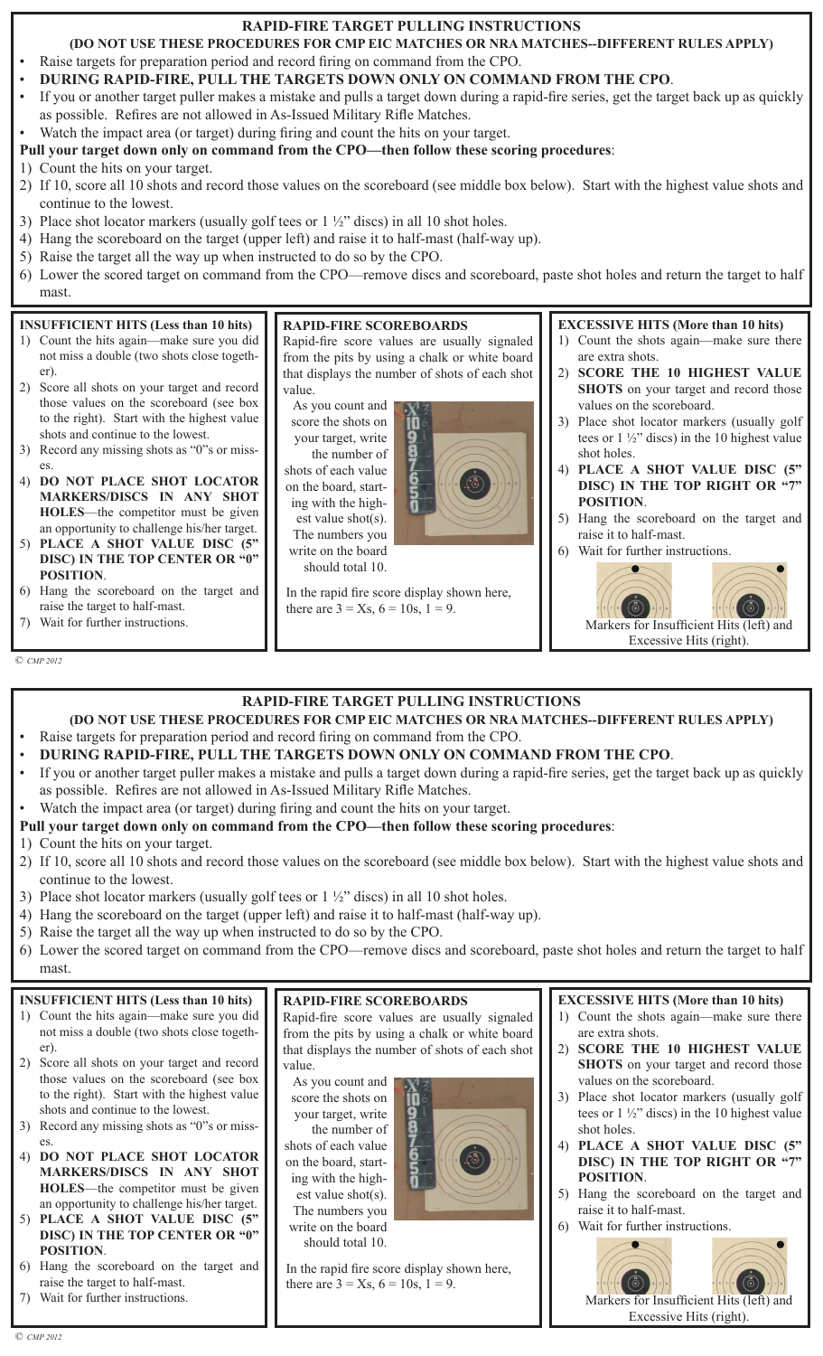## RAPID-FIRE TARGET PULLING INSTRUCTIONS

**(DO NOT USE THESE PROCEDURES FOR CMP EIC MATCHES OR NRA MATCHES--DIFFERENT RULES APPLY)**

- Raise targets for preparation period and record firing on command from the CPO.
- **DURING RAPID-FIRE, PULL THE TARGETS DOWN ONLY ON COMMAND FROM THE CPO**.
- If you or another target puller makes a mistake and pulls a target down during a rapid-fire series, get the target back up as quickly as possible. Refires are not allowed in As-Issued Military Rifle Matches.
- Watch the impact area (or target) during firing and count the hits on your target.

**Pull your target down only on command from the CPO—then follow these scoring procedures**:

1) Count the hits on your target.
2) If 10, score all 10 shots and record those values on the scoreboard (see middle box below). Start with the highest value shots and continue to the lowest.
3) Place shot locator markers (usually golf tees or 1 ½" discs) in all 10 shot holes.
4) Hang the scoreboard on the target (upper left) and raise it to half-mast (half-way up).
5) Raise the target all the way up when instructed to do so by the CPO.
6) Lower the scored target on command from the CPO—remove discs and scoreboard, paste shot holes and return the target to half mast.

### INSUFFICIENT HITS (Less than 10 hits)

1) Count the hits again—make sure you did not miss a double (two shots close together).
2) Score all shots on your target and record those values on the scoreboard (see box to the right). Start with the highest value shots and continue to the lowest.
3) Record any missing shots as "0"s or misses.
4) **DO NOT PLACE SHOT LOCATOR MARKERS/DISCS IN ANY SHOT HOLES**—the competitor must be given an opportunity to challenge his/her target.
5) **PLACE A SHOT VALUE DISC (5" DISC) IN THE TOP CENTER OR "0" POSITION**.
6) Hang the scoreboard on the target and raise the target to half-mast.
7) Wait for further instructions.

### RAPID-FIRE SCOREBOARDS

Rapid-fire score values are usually signaled from the pits by using a chalk or white board that displays the number of shots of each shot value.

As you count and score the shots on your target, write the number of shots of each value on the board, starting with the highest value shot(s). The numbers you write on the board should total 10.

In the rapid fire score display shown here, there are 3 = Xs, 6 = 10s, 1 = 9.

### EXCESSIVE HITS (More than 10 hits)

1) Count the shots again—make sure there are extra shots.
2) **SCORE THE 10 HIGHEST VALUE SHOTS** on your target and record those values on the scoreboard.
3) Place shot locator markers (usually golf tees or 1 ½" discs) in the 10 highest value shot holes.
4) **PLACE A SHOT VALUE DISC (5" DISC) IN THE TOP RIGHT OR "7" POSITION**.
5) Hang the scoreboard on the target and raise it to half-mast.
6) Wait for further instructions.

Markers for Insufficient Hits (left) and Excessive Hits (right).

© *CMP 2012*

## RAPID-FIRE TARGET PULLING INSTRUCTIONS

**(DO NOT USE THESE PROCEDURES FOR CMP EIC MATCHES OR NRA MATCHES--DIFFERENT RULES APPLY)**

- Raise targets for preparation period and record firing on command from the CPO.
- **DURING RAPID-FIRE, PULL THE TARGETS DOWN ONLY ON COMMAND FROM THE CPO**.
- If you or another target puller makes a mistake and pulls a target down during a rapid-fire series, get the target back up as quickly as possible. Refires are not allowed in As-Issued Military Rifle Matches.
- Watch the impact area (or target) during firing and count the hits on your target.

**Pull your target down only on command from the CPO—then follow these scoring procedures**:

1) Count the hits on your target.
2) If 10, score all 10 shots and record those values on the scoreboard (see middle box below). Start with the highest value shots and continue to the lowest.
3) Place shot locator markers (usually golf tees or 1 ½" discs) in all 10 shot holes.
4) Hang the scoreboard on the target (upper left) and raise it to half-mast (half-way up).
5) Raise the target all the way up when instructed to do so by the CPO.
6) Lower the scored target on command from the CPO—remove discs and scoreboard, paste shot holes and return the target to half mast.

### INSUFFICIENT HITS (Less than 10 hits)

1) Count the hits again—make sure you did not miss a double (two shots close together).
2) Score all shots on your target and record those values on the scoreboard (see box to the right). Start with the highest value shots and continue to the lowest.
3) Record any missing shots as "0"s or misses.
4) **DO NOT PLACE SHOT LOCATOR MARKERS/DISCS IN ANY SHOT HOLES**—the competitor must be given an opportunity to challenge his/her target.
5) **PLACE A SHOT VALUE DISC (5" DISC) IN THE TOP CENTER OR "0" POSITION**.
6) Hang the scoreboard on the target and raise the target to half-mast.
7) Wait for further instructions.

### RAPID-FIRE SCOREBOARDS

Rapid-fire score values are usually signaled from the pits by using a chalk or white board that displays the number of shots of each shot value.

As you count and score the shots on your target, write the number of shots of each value on the board, starting with the highest value shot(s). The numbers you write on the board should total 10.

In the rapid fire score display shown here, there are 3 = Xs, 6 = 10s, 1 = 9.

### EXCESSIVE HITS (More than 10 hits)

1) Count the shots again—make sure there are extra shots.
2) **SCORE THE 10 HIGHEST VALUE SHOTS** on your target and record those values on the scoreboard.
3) Place shot locator markers (usually golf tees or 1 ½" discs) in the 10 highest value shot holes.
4) **PLACE A SHOT VALUE DISC (5" DISC) IN THE TOP RIGHT OR "7" POSITION**.
5) Hang the scoreboard on the target and raise it to half-mast.
6) Wait for further instructions.

Markers for Insufficient Hits (left) and Excessive Hits (right).

© *CMP 2012*